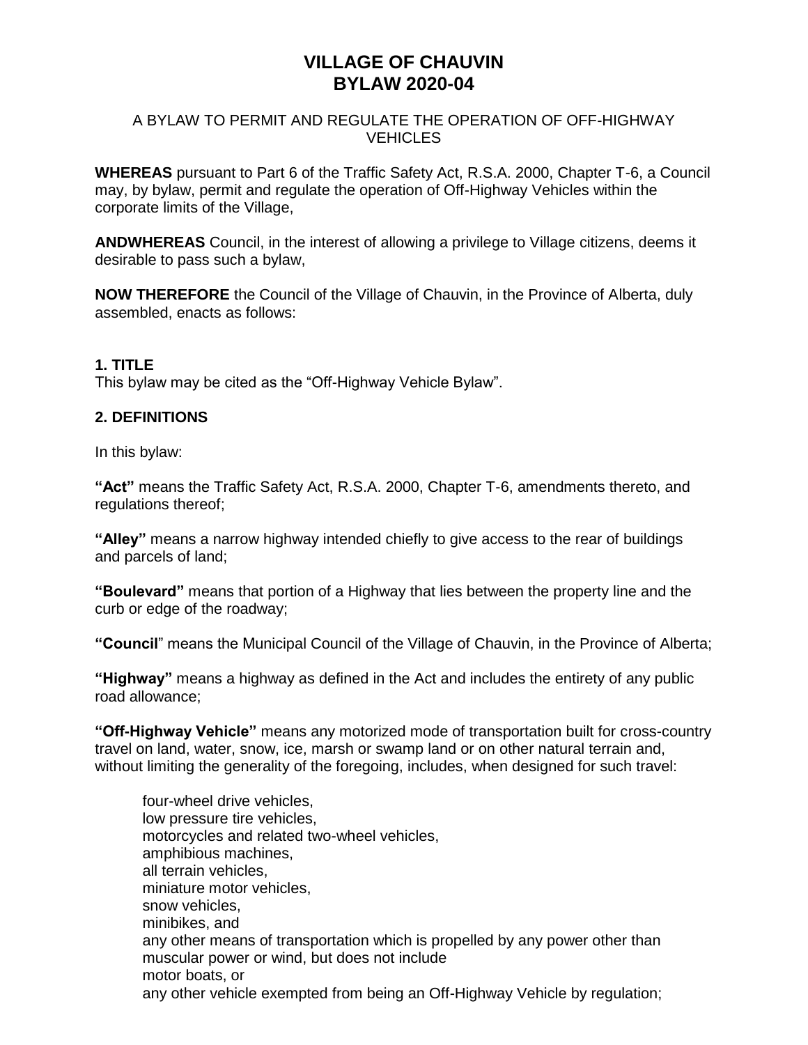# VILLAGE OF CHAUVIN
# BYLAW 2020-04

A BYLAW TO PERMIT AND REGULATE THE OPERATION OF OFF-HIGHWAY VEHICLES

**WHEREAS** pursuant to Part 6 of the Traffic Safety Act, R.S.A. 2000, Chapter T-6, a Council may, by bylaw, permit and regulate the operation of Off-Highway Vehicles within the corporate limits of the Village,

**ANDWHEREAS** Council, in the interest of allowing a privilege to Village citizens, deems it desirable to pass such a bylaw,

**NOW THEREFORE** the Council of the Village of Chauvin, in the Province of Alberta, duly assembled, enacts as follows:

## 1. TITLE

This bylaw may be cited as the "Off-Highway Vehicle Bylaw".

## 2. DEFINITIONS

In this bylaw:

**"Act"** means the Traffic Safety Act, R.S.A. 2000, Chapter T-6, amendments thereto, and regulations thereof;

**"Alley"** means a narrow highway intended chiefly to give access to the rear of buildings and parcels of land;

**"Boulevard"** means that portion of a Highway that lies between the property line and the curb or edge of the roadway;

**"Council"** means the Municipal Council of the Village of Chauvin, in the Province of Alberta;

**"Highway"** means a highway as defined in the Act and includes the entirety of any public road allowance;

**"Off-Highway Vehicle"** means any motorized mode of transportation built for cross-country travel on land, water, snow, ice, marsh or swamp land or on other natural terrain and, without limiting the generality of the foregoing, includes, when designed for such travel:

four-wheel drive vehicles,
low pressure tire vehicles,
motorcycles and related two-wheel vehicles,
amphibious machines,
all terrain vehicles,
miniature motor vehicles,
snow vehicles,
minibikes, and
any other means of transportation which is propelled by any power other than muscular power or wind, but does not include
motor boats, or
any other vehicle exempted from being an Off-Highway Vehicle by regulation;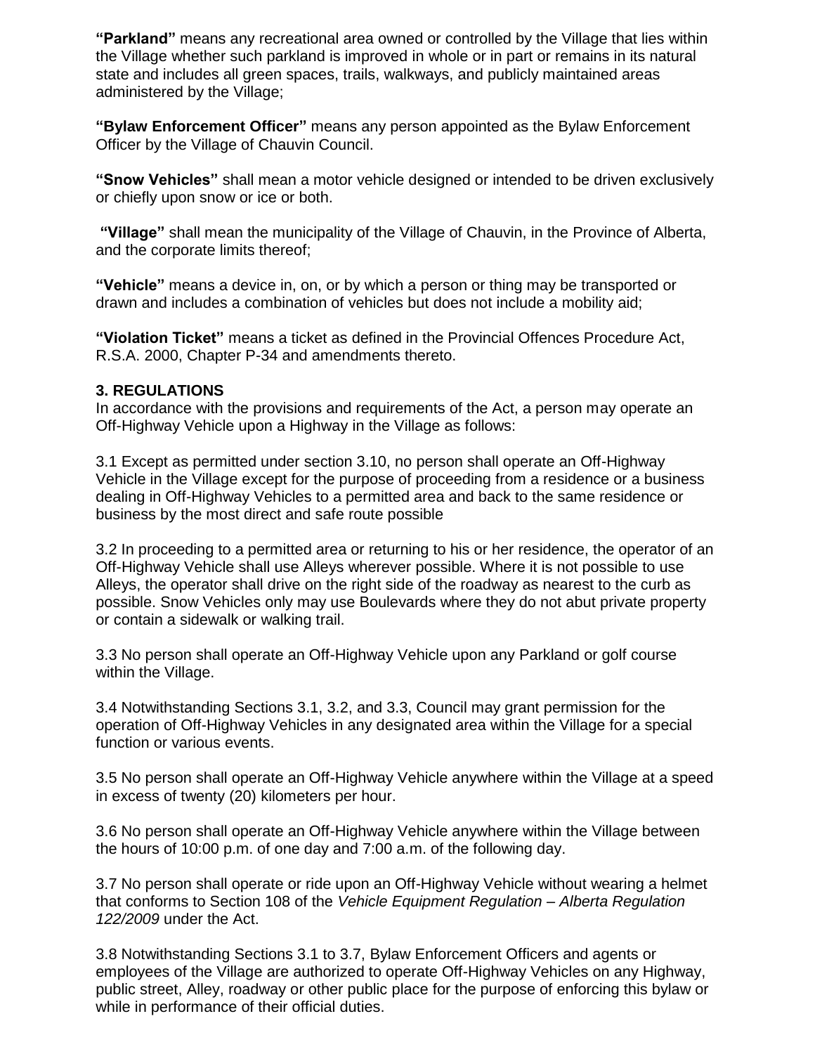**"Parkland"** means any recreational area owned or controlled by the Village that lies within the Village whether such parkland is improved in whole or in part or remains in its natural state and includes all green spaces, trails, walkways, and publicly maintained areas administered by the Village;

**"Bylaw Enforcement Officer"** means any person appointed as the Bylaw Enforcement Officer by the Village of Chauvin Council.

**"Snow Vehicles"** shall mean a motor vehicle designed or intended to be driven exclusively or chiefly upon snow or ice or both.

**"Village"** shall mean the municipality of the Village of Chauvin, in the Province of Alberta, and the corporate limits thereof;

**"Vehicle"** means a device in, on, or by which a person or thing may be transported or drawn and includes a combination of vehicles but does not include a mobility aid;

**"Violation Ticket"** means a ticket as defined in the Provincial Offences Procedure Act, R.S.A. 2000, Chapter P-34 and amendments thereto.

**3. REGULATIONS**

In accordance with the provisions and requirements of the Act, a person may operate an Off-Highway Vehicle upon a Highway in the Village as follows:

3.1 Except as permitted under section 3.10, no person shall operate an Off-Highway Vehicle in the Village except for the purpose of proceeding from a residence or a business dealing in Off-Highway Vehicles to a permitted area and back to the same residence or business by the most direct and safe route possible

3.2 In proceeding to a permitted area or returning to his or her residence, the operator of an Off-Highway Vehicle shall use Alleys wherever possible. Where it is not possible to use Alleys, the operator shall drive on the right side of the roadway as nearest to the curb as possible. Snow Vehicles only may use Boulevards where they do not abut private property or contain a sidewalk or walking trail.

3.3 No person shall operate an Off-Highway Vehicle upon any Parkland or golf course within the Village.

3.4 Notwithstanding Sections 3.1, 3.2, and 3.3, Council may grant permission for the operation of Off-Highway Vehicles in any designated area within the Village for a special function or various events.

3.5 No person shall operate an Off-Highway Vehicle anywhere within the Village at a speed in excess of twenty (20) kilometers per hour.

3.6 No person shall operate an Off-Highway Vehicle anywhere within the Village between the hours of 10:00 p.m. of one day and 7:00 a.m. of the following day.

3.7 No person shall operate or ride upon an Off-Highway Vehicle without wearing a helmet that conforms to Section 108 of the *Vehicle Equipment Regulation – Alberta Regulation 122/2009* under the Act.

3.8 Notwithstanding Sections 3.1 to 3.7, Bylaw Enforcement Officers and agents or employees of the Village are authorized to operate Off-Highway Vehicles on any Highway, public street, Alley, roadway or other public place for the purpose of enforcing this bylaw or while in performance of their official duties.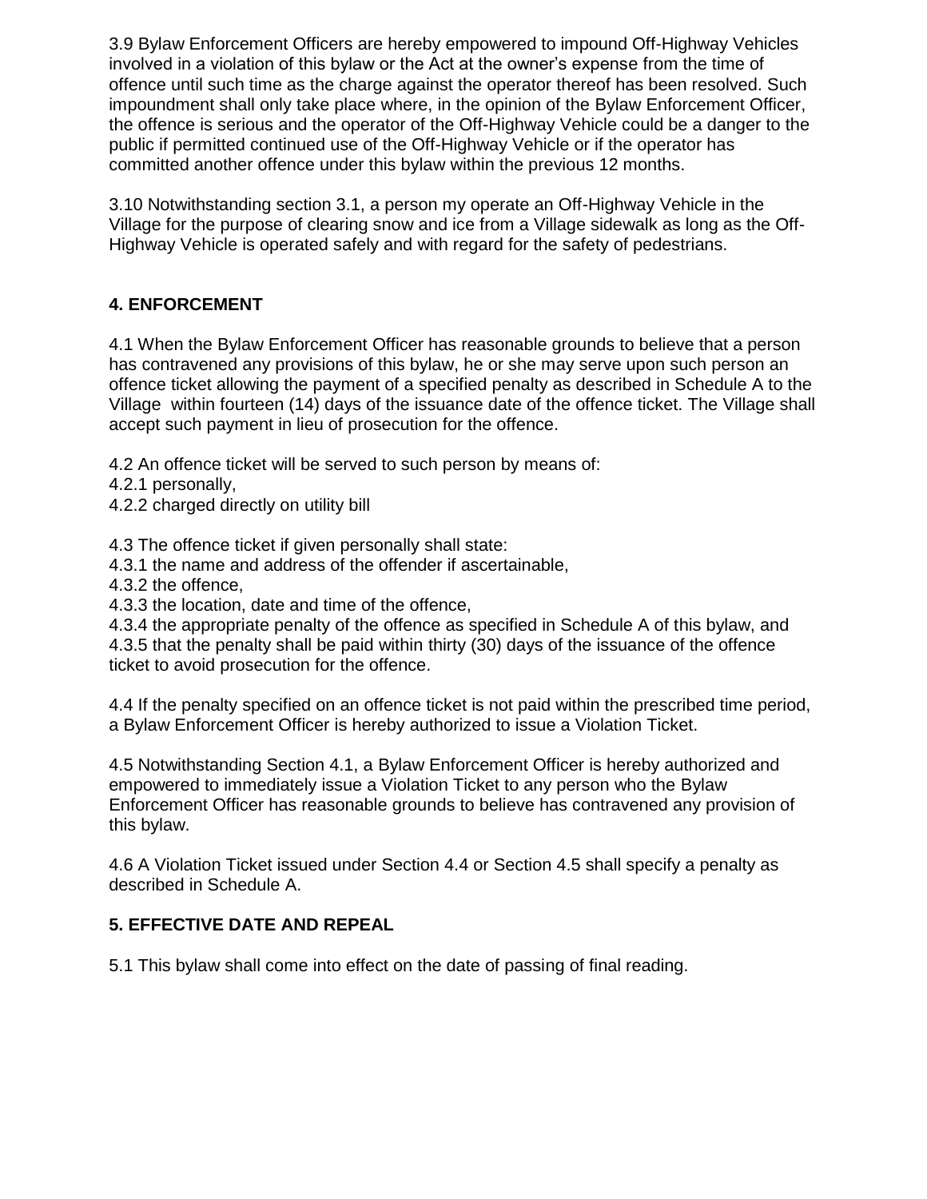3.9 Bylaw Enforcement Officers are hereby empowered to impound Off-Highway Vehicles involved in a violation of this bylaw or the Act at the owner's expense from the time of offence until such time as the charge against the operator thereof has been resolved. Such impoundment shall only take place where, in the opinion of the Bylaw Enforcement Officer, the offence is serious and the operator of the Off-Highway Vehicle could be a danger to the public if permitted continued use of the Off-Highway Vehicle or if the operator has committed another offence under this bylaw within the previous 12 months.

3.10 Notwithstanding section 3.1, a person my operate an Off-Highway Vehicle in the Village for the purpose of clearing snow and ice from a Village sidewalk as long as the Off-Highway Vehicle is operated safely and with regard for the safety of pedestrians.

## 4. ENFORCEMENT

4.1 When the Bylaw Enforcement Officer has reasonable grounds to believe that a person has contravened any provisions of this bylaw, he or she may serve upon such person an offence ticket allowing the payment of a specified penalty as described in Schedule A to the Village within fourteen (14) days of the issuance date of the offence ticket. The Village shall accept such payment in lieu of prosecution for the offence.

4.2 An offence ticket will be served to such person by means of:
4.2.1 personally,
4.2.2 charged directly on utility bill

4.3 The offence ticket if given personally shall state:
4.3.1 the name and address of the offender if ascertainable,
4.3.2 the offence,
4.3.3 the location, date and time of the offence,
4.3.4 the appropriate penalty of the offence as specified in Schedule A of this bylaw, and
4.3.5 that the penalty shall be paid within thirty (30) days of the issuance of the offence ticket to avoid prosecution for the offence.

4.4 If the penalty specified on an offence ticket is not paid within the prescribed time period, a Bylaw Enforcement Officer is hereby authorized to issue a Violation Ticket.

4.5 Notwithstanding Section 4.1, a Bylaw Enforcement Officer is hereby authorized and empowered to immediately issue a Violation Ticket to any person who the Bylaw Enforcement Officer has reasonable grounds to believe has contravened any provision of this bylaw.

4.6 A Violation Ticket issued under Section 4.4 or Section 4.5 shall specify a penalty as described in Schedule A.

## 5. EFFECTIVE DATE AND REPEAL

5.1 This bylaw shall come into effect on the date of passing of final reading.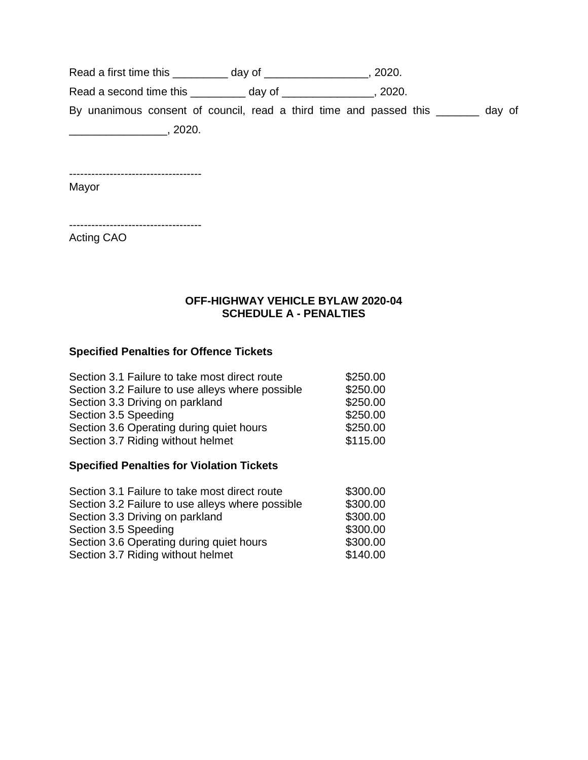Read a first time this _________ day of _________________, 2020.

Read a second time this _________ day of _______________, 2020.

By unanimous consent of council, read a third time and passed this _______ day of ________________, 2020.

------------------------------------
Mayor

------------------------------------
Acting CAO

**OFF-HIGHWAY VEHICLE BYLAW 2020-04**
**SCHEDULE A - PENALTIES**

### Specified Penalties for Offence Tickets

| | |
|---|---|
| Section 3.1 Failure to take most direct route | $250.00 |
| Section 3.2 Failure to use alleys where possible | $250.00 |
| Section 3.3 Driving on parkland | $250.00 |
| Section 3.5 Speeding | $250.00 |
| Section 3.6 Operating during quiet hours | $250.00 |
| Section 3.7 Riding without helmet | $115.00 |

### Specified Penalties for Violation Tickets

| | |
|---|---|
| Section 3.1 Failure to take most direct route | $300.00 |
| Section 3.2 Failure to use alleys where possible | $300.00 |
| Section 3.3 Driving on parkland | $300.00 |
| Section 3.5 Speeding | $300.00 |
| Section 3.6 Operating during quiet hours | $300.00 |
| Section 3.7 Riding without helmet | $140.00 |